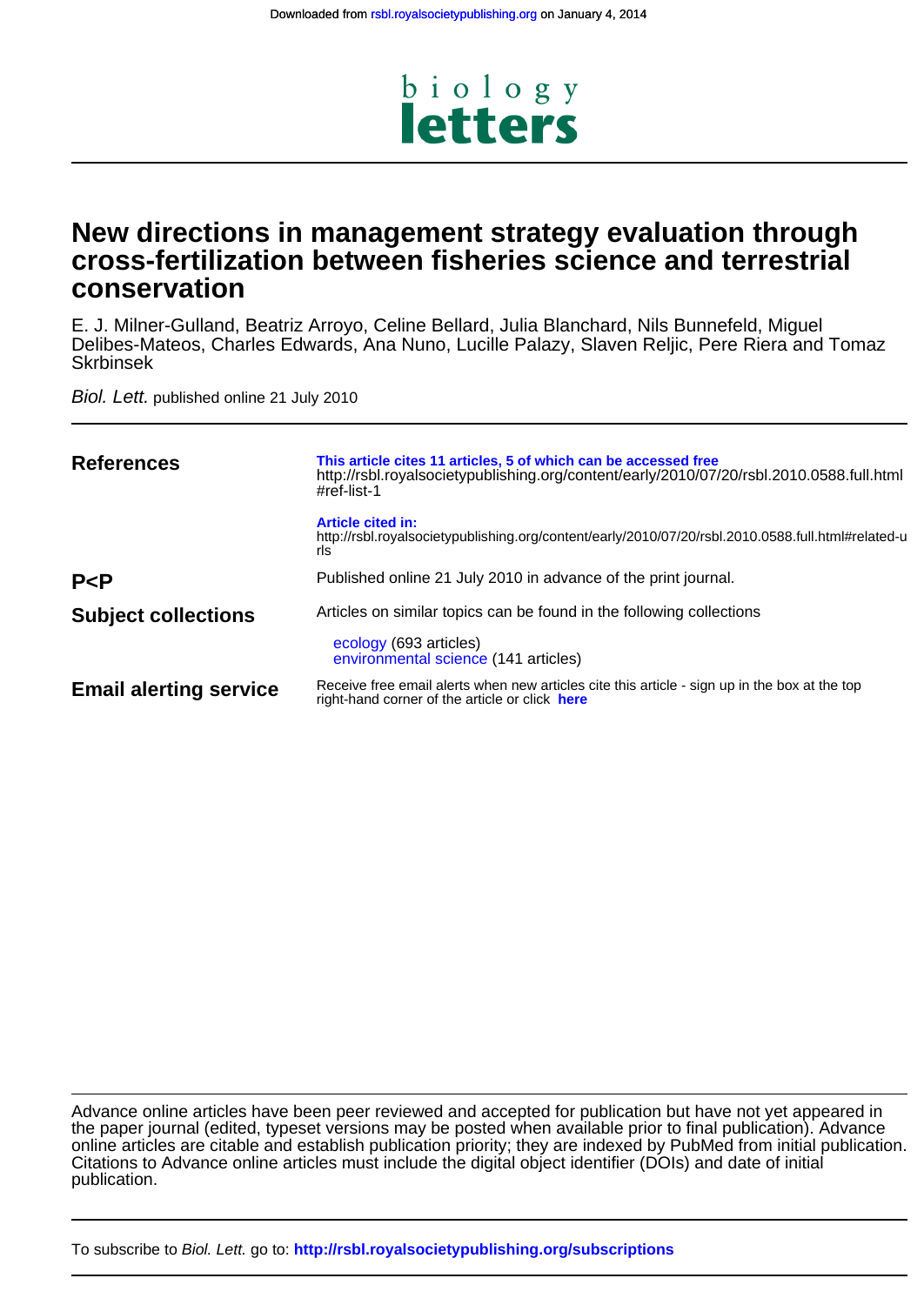Downloaded from rsbl.royalsocietypublishing.org on January 4, 2014

# biology letters

# New directions in management strategy evaluation through cross-fertilization between fisheries science and terrestrial conservation

E. J. Milner-Gulland, Beatriz Arroyo, Celine Bellard, Julia Blanchard, Nils Bunnefeld, Miguel Delibes-Mateos, Charles Edwards, Ana Nuno, Lucille Palazy, Slaven Reljic, Pere Riera and Tomaz Skrbinsek

*Biol. Lett.* published online 21 July 2010

| | |
|---|---|
| **References** | **This article cites 11 articles, 5 of which can be accessed free** http://rsbl.royalsocietypublishing.org/content/early/2010/07/20/rsbl.2010.0588.full.html#ref-list-1 <br><br> **Article cited in:** http://rsbl.royalsocietypublishing.org/content/early/2010/07/20/rsbl.2010.0588.full.html#related-urls |
| **P<P** | Published online 21 July 2010 in advance of the print journal. |
| **Subject collections** | Articles on similar topics can be found in the following collections <br><br> ecology (693 articles) <br> environmental science (141 articles) |
| **Email alerting service** | Receive free email alerts when new articles cite this article - sign up in the box at the top right-hand corner of the article or click **here** |

Advance online articles have been peer reviewed and accepted for publication but have not yet appeared in the paper journal (edited, typeset versions may be posted when available prior to final publication). Advance online articles are citable and establish publication priority; they are indexed by PubMed from initial publication. Citations to Advance online articles must include the digital object identifier (DOIs) and date of initial publication.

To subscribe to *Biol. Lett.* go to: **http://rsbl.royalsocietypublishing.org/subscriptions**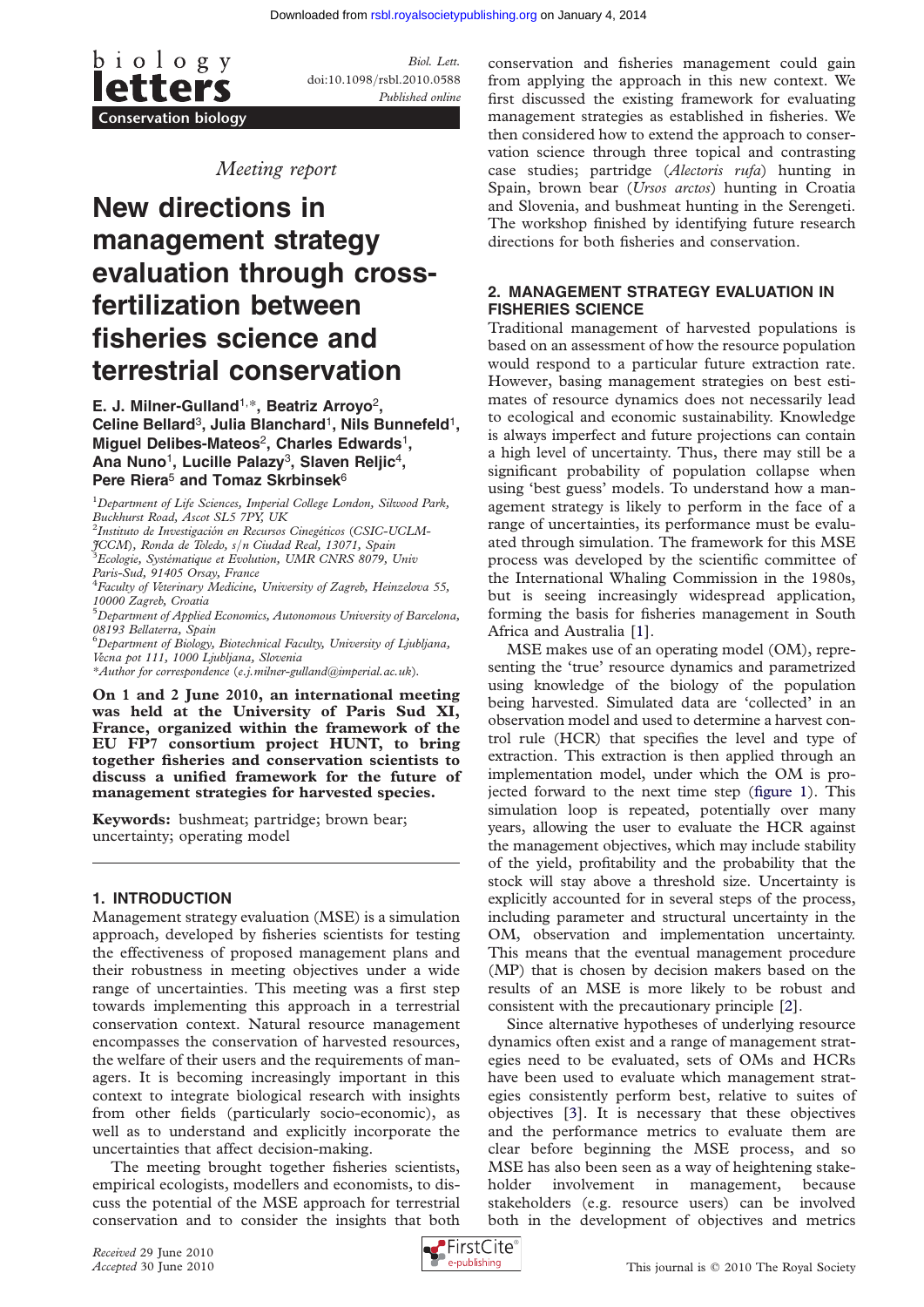Biol. Lett.
doi:10.1098/rsbl.2010.0588
*Published online*

Conservation biology

*Meeting report*

# New directions in management strategy evaluation through cross-fertilization between fisheries science and terrestrial conservation

**E. J. Milner-Gulland[1,*], Beatriz Arroyo[2], Celine Bellard[3], Julia Blanchard[1], Nils Bunnefeld[1], Miguel Delibes-Mateos[2], Charles Edwards[1], Ana Nuno[1], Lucille Palazy[3], Slaven Reljic[4], Pere Riera[5] and Tomaz Skrbinsek[6]**

[1]*Department of Life Sciences, Imperial College London, Silwood Park, Buckhurst Road, Ascot SL5 7PY, UK*
[2]*Instituto de Investigación en Recursos Cinegéticos (CSIC-UCLM-JCCM), Ronda de Toledo, s/n Ciudad Real, 13071, Spain*
[3]*Ecologie, Systématique et Evolution, UMR CNRS 8079, Univ Paris-Sud, 91405 Orsay, France*
[4]*Faculty of Veterinary Medicine, University of Zagreb, Heinzelova 55, 10000 Zagreb, Croatia*
[5]*Department of Applied Economics, Autonomous University of Barcelona, 08193 Bellaterra, Spain*
[6]*Department of Biology, Biotechnical Faculty, University of Ljubljana, Vecna pot 111, 1000 Ljubljana, Slovenia*
*Author for correspondence (e.j.milner-gulland@imperial.ac.uk).

**On 1 and 2 June 2010, an international meeting was held at the University of Paris Sud XI, France, organized within the framework of the EU FP7 consortium project HUNT, to bring together fisheries and conservation scientists to discuss a unified framework for the future of management strategies for harvested species.**

**Keywords:** bushmeat; partridge; brown bear; uncertainty; operating model

## 1. INTRODUCTION

Management strategy evaluation (MSE) is a simulation approach, developed by fisheries scientists for testing the effectiveness of proposed management plans and their robustness in meeting objectives under a wide range of uncertainties. This meeting was a first step towards implementing this approach in a terrestrial conservation context. Natural resource management encompasses the conservation of harvested resources, the welfare of their users and the requirements of managers. It is becoming increasingly important in this context to integrate biological research with insights from other fields (particularly socio-economic), as well as to understand and explicitly incorporate the uncertainties that affect decision-making.

The meeting brought together fisheries scientists, empirical ecologists, modellers and economists, to discuss the potential of the MSE approach for terrestrial conservation and to consider the insights that both conservation and fisheries management could gain from applying the approach in this new context. We first discussed the existing framework for evaluating management strategies as established in fisheries. We then considered how to extend the approach to conservation science through three topical and contrasting case studies; partridge (*Alectoris rufa*) hunting in Spain, brown bear (*Ursos arctos*) hunting in Croatia and Slovenia, and bushmeat hunting in the Serengeti. The workshop finished by identifying future research directions for both fisheries and conservation.

## 2. MANAGEMENT STRATEGY EVALUATION IN FISHERIES SCIENCE

Traditional management of harvested populations is based on an assessment of how the resource population would respond to a particular future extraction rate. However, basing management strategies on best estimates of resource dynamics does not necessarily lead to ecological and economic sustainability. Knowledge is always imperfect and future projections can contain a high level of uncertainty. Thus, there may still be a significant probability of population collapse when using 'best guess' models. To understand how a management strategy is likely to perform in the face of a range of uncertainties, its performance must be evaluated through simulation. The framework for this MSE process was developed by the scientific committee of the International Whaling Commission in the 1980s, but is seeing increasingly widespread application, forming the basis for fisheries management in South Africa and Australia [1].

MSE makes use of an operating model (OM), representing the 'true' resource dynamics and parametrized using knowledge of the biology of the population being harvested. Simulated data are 'collected' in an observation model and used to determine a harvest control rule (HCR) that specifies the level and type of extraction. This extraction is then applied through an implementation model, under which the OM is projected forward to the next time step (figure 1). This simulation loop is repeated, potentially over many years, allowing the user to evaluate the HCR against the management objectives, which may include stability of the yield, profitability and the probability that the stock will stay above a threshold size. Uncertainty is explicitly accounted for in several steps of the process, including parameter and structural uncertainty in the OM, observation and implementation uncertainty. This means that the eventual management procedure (MP) that is chosen by decision makers based on the results of an MSE is more likely to be robust and consistent with the precautionary principle [2].

Since alternative hypotheses of underlying resource dynamics often exist and a range of management strategies need to be evaluated, sets of OMs and HCRs have been used to evaluate which management strategies consistently perform best, relative to suites of objectives [3]. It is necessary that these objectives and the performance metrics to evaluate them are clear before beginning the MSE process, and so MSE has also been seen as a way of heightening stakeholder involvement in management, because stakeholders (e.g. resource users) can be involved both in the development of objectives and metrics

*Received* 29 June 2010
*Accepted* 30 June 2010

This journal is © 2010 The Royal Society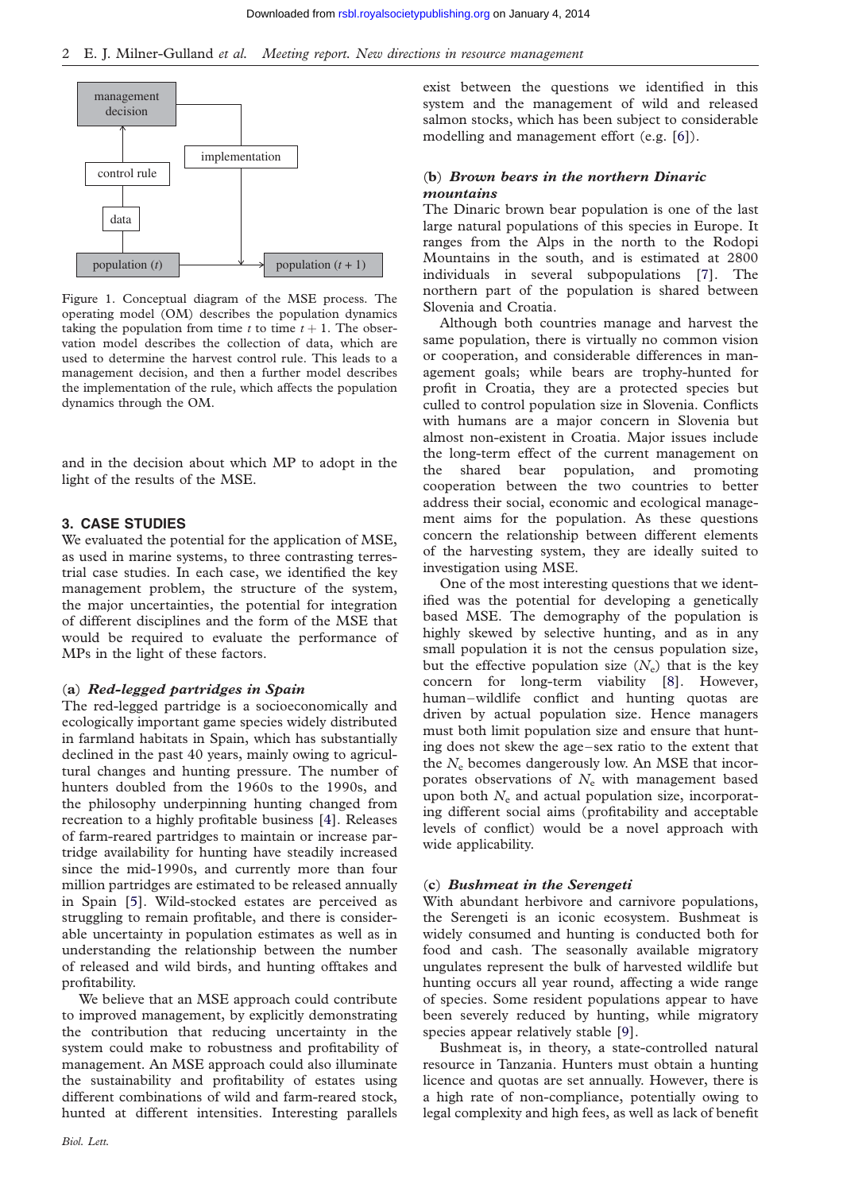management decision

implementation

control rule

data

population ($t$)

population ($t+1$)

Figure 1. Conceptual diagram of the MSE process. The operating model (OM) describes the population dynamics taking the population from time $t$ to time $t+1$. The observation model describes the collection of data, which are used to determine the harvest control rule. This leads to a management decision, and then a further model describes the implementation of the rule, which affects the population dynamics through the OM.

and in the decision about which MP to adopt in the light of the results of the MSE.

## 3. CASE STUDIES

We evaluated the potential for the application of MSE, as used in marine systems, to three contrasting terrestrial case studies. In each case, we identified the key management problem, the structure of the system, the major uncertainties, the potential for integration of different disciplines and the form of the MSE that would be required to evaluate the performance of MPs in the light of these factors.

### (a) *Red-legged partridges in Spain*

The red-legged partridge is a socioeconomically and ecologically important game species widely distributed in farmland habitats in Spain, which has substantially declined in the past 40 years, mainly owing to agricultural changes and hunting pressure. The number of hunters doubled from the 1960s to the 1990s, and the philosophy underpinning hunting changed from recreation to a highly profitable business [4]. Releases of farm-reared partridges to maintain or increase partridge availability for hunting have steadily increased since the mid-1990s, and currently more than four million partridges are estimated to be released annually in Spain [5]. Wild-stocked estates are perceived as struggling to remain profitable, and there is considerable uncertainty in population estimates as well as in understanding the relationship between the number of released and wild birds, and hunting offtakes and profitability.

We believe that an MSE approach could contribute to improved management, by explicitly demonstrating the contribution that reducing uncertainty in the system could make to robustness and profitability of management. An MSE approach could also illuminate the sustainability and profitability of estates using different combinations of wild and farm-reared stock, hunted at different intensities. Interesting parallels exist between the questions we identified in this system and the management of wild and released salmon stocks, which has been subject to considerable modelling and management effort (e.g. [6]).

### (b) *Brown bears in the northern Dinaric mountains*

The Dinaric brown bear population is one of the last large natural populations of this species in Europe. It ranges from the Alps in the north to the Rodopi Mountains in the south, and is estimated at 2800 individuals in several subpopulations [7]. The northern part of the population is shared between Slovenia and Croatia.

Although both countries manage and harvest the same population, there is virtually no common vision or cooperation, and considerable differences in management goals; while bears are trophy-hunted for profit in Croatia, they are a protected species but culled to control population size in Slovenia. Conflicts with humans are a major concern in Slovenia but almost non-existent in Croatia. Major issues include the long-term effect of the current management on the shared bear population, and promoting cooperation between the two countries to better address their social, economic and ecological management aims for the population. As these questions concern the relationship between different elements of the harvesting system, they are ideally suited to investigation using MSE.

One of the most interesting questions that we identified was the potential for developing a genetically based MSE. The demography of the population is highly skewed by selective hunting, and as in any small population it is not the census population size, but the effective population size ($N_e$) that is the key concern for long-term viability [8]. However, human–wildlife conflict and hunting quotas are driven by actual population size. Hence managers must both limit population size and ensure that hunting does not skew the age–sex ratio to the extent that the $N_e$ becomes dangerously low. An MSE that incorporates observations of $N_e$ with management based upon both $N_e$ and actual population size, incorporating different social aims (profitability and acceptable levels of conflict) would be a novel approach with wide applicability.

### (c) *Bushmeat in the Serengeti*

With abundant herbivore and carnivore populations, the Serengeti is an iconic ecosystem. Bushmeat is widely consumed and hunting is conducted both for food and cash. The seasonally available migratory ungulates represent the bulk of harvested wildlife but hunting occurs all year round, affecting a wide range of species. Some resident populations appear to have been severely reduced by hunting, while migratory species appear relatively stable [9].

Bushmeat is, in theory, a state-controlled natural resource in Tanzania. Hunters must obtain a hunting licence and quotas are set annually. However, there is a high rate of non-compliance, potentially owing to legal complexity and high fees, as well as lack of benefit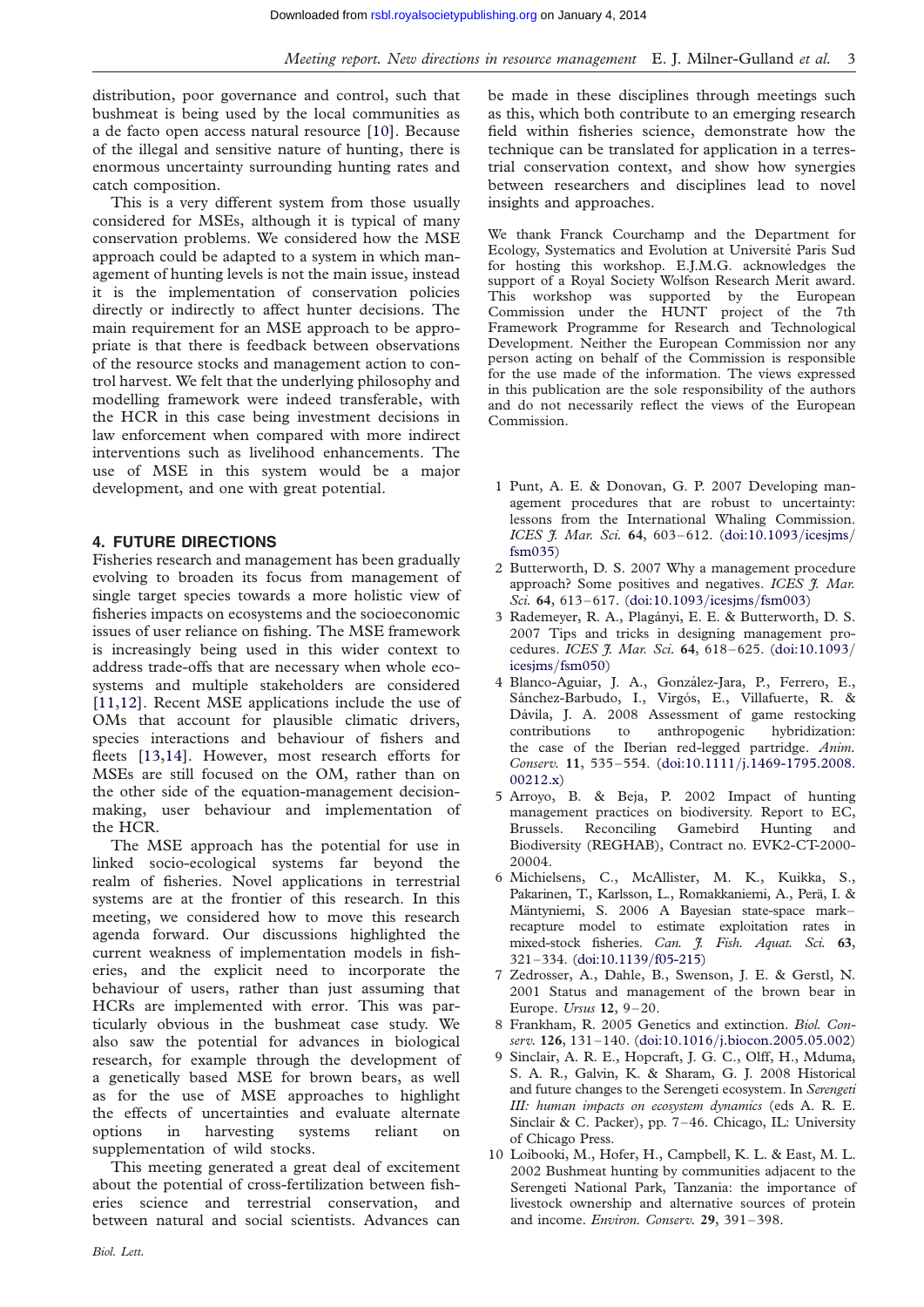distribution, poor governance and control, such that bushmeat is being used by the local communities as a de facto open access natural resource [10]. Because of the illegal and sensitive nature of hunting, there is enormous uncertainty surrounding hunting rates and catch composition.

This is a very different system from those usually considered for MSEs, although it is typical of many conservation problems. We considered how the MSE approach could be adapted to a system in which management of hunting levels is not the main issue, instead it is the implementation of conservation policies directly or indirectly to affect hunter decisions. The main requirement for an MSE approach to be appropriate is that there is feedback between observations of the resource stocks and management action to control harvest. We felt that the underlying philosophy and modelling framework were indeed transferable, with the HCR in this case being investment decisions in law enforcement when compared with more indirect interventions such as livelihood enhancements. The use of MSE in this system would be a major development, and one with great potential.

## 4. FUTURE DIRECTIONS

Fisheries research and management has been gradually evolving to broaden its focus from management of single target species towards a more holistic view of fisheries impacts on ecosystems and the socioeconomic issues of user reliance on fishing. The MSE framework is increasingly being used in this wider context to address trade-offs that are necessary when whole ecosystems and multiple stakeholders are considered [11,12]. Recent MSE applications include the use of OMs that account for plausible climatic drivers, species interactions and behaviour of fishers and fleets [13,14]. However, most research efforts for MSEs are still focused on the OM, rather than on the other side of the equation-management decision-making, user behaviour and implementation of the HCR.

The MSE approach has the potential for use in linked socio-ecological systems far beyond the realm of fisheries. Novel applications in terrestrial systems are at the frontier of this research. In this meeting, we considered how to move this research agenda forward. Our discussions highlighted the current weakness of implementation models in fisheries, and the explicit need to incorporate the behaviour of users, rather than just assuming that HCRs are implemented with error. This was particularly obvious in the bushmeat case study. We also saw the potential for advances in biological research, for example through the development of a genetically based MSE for brown bears, as well as for the use of MSE approaches to highlight the effects of uncertainties and evaluate alternate options in harvesting systems reliant on supplementation of wild stocks.

This meeting generated a great deal of excitement about the potential of cross-fertilization between fisheries science and terrestrial conservation, and between natural and social scientists. Advances can be made in these disciplines through meetings such as this, which both contribute to an emerging research field within fisheries science, demonstrate how the technique can be translated for application in a terrestrial conservation context, and show how synergies between researchers and disciplines lead to novel insights and approaches.

We thank Franck Courchamp and the Department for Ecology, Systematics and Evolution at Université Paris Sud for hosting this workshop. E.J.M.G. acknowledges the support of a Royal Society Wolfson Research Merit award. This workshop was supported by the European Commission under the HUNT project of the 7th Framework Programme for Research and Technological Development. Neither the European Commission nor any person acting on behalf of the Commission is responsible for the use made of the information. The views expressed in this publication are the sole responsibility of the authors and do not necessarily reflect the views of the European Commission.

1. Punt, A. E. & Donovan, G. P. 2007 Developing management procedures that are robust to uncertainty: lessons from the International Whaling Commission. *ICES J. Mar. Sci.* **64**, 603–612. (doi:10.1093/icesjms/fsm035)
2. Butterworth, D. S. 2007 Why a management procedure approach? Some positives and negatives. *ICES J. Mar. Sci.* **64**, 613–617. (doi:10.1093/icesjms/fsm003)
3. Rademeyer, R. A., Plagányi, E. E. & Butterworth, D. S. 2007 Tips and tricks in designing management procedures. *ICES J. Mar. Sci.* **64**, 618–625. (doi:10.1093/icesjms/fsm050)
4. Blanco-Aguiar, J. A., González-Jara, P., Ferrero, E., Sánchez-Barbudo, I., Virgós, E., Villafuerte, R. & Dávila, J. A. 2008 Assessment of game restocking contributions to anthropogenic hybridization: the case of the Iberian red-legged partridge. *Anim. Conserv.* **11**, 535–554. (doi:10.1111/j.1469-1795.2008.00212.x)
5. Arroyo, B. & Beja, P. 2002 Impact of hunting management practices on biodiversity. Report to EC, Brussels. Reconciling Gamebird Hunting and Biodiversity (REGHAB), Contract no. EVK2-CT-2000-20004.
6. Michielsens, C., McAllister, M. K., Kuikka, S., Pakarinen, T., Karlsson, L., Romakkaniemi, A., Perä, I. & Mäntyniemi, S. 2006 A Bayesian state-space mark–recapture model to estimate exploitation rates in mixed-stock fisheries. *Can. J. Fish. Aquat. Sci.* **63**, 321–334. (doi:10.1139/f05-215)
7. Zedrosser, A., Dahle, B., Swenson, J. E. & Gerstl, N. 2001 Status and management of the brown bear in Europe. *Ursus* **12**, 9–20.
8. Frankham, R. 2005 Genetics and extinction. *Biol. Conserv.* **126**, 131–140. (doi:10.1016/j.biocon.2005.05.002)
9. Sinclair, A. R. E., Hopcraft, J. G. C., Olff, H., Mduma, S. A. R., Galvin, K. & Sharam, G. J. 2008 Historical and future changes to the Serengeti ecosystem. In *Serengeti III: human impacts on ecosystem dynamics* (eds A. R. E. Sinclair & C. Packer), pp. 7–46. Chicago, IL: University of Chicago Press.
10. Loibooki, M., Hofer, H., Campbell, K. L. & East, M. L. 2002 Bushmeat hunting by communities adjacent to the Serengeti National Park, Tanzania: the importance of livestock ownership and alternative sources of protein and income. *Environ. Conserv.* **29**, 391–398.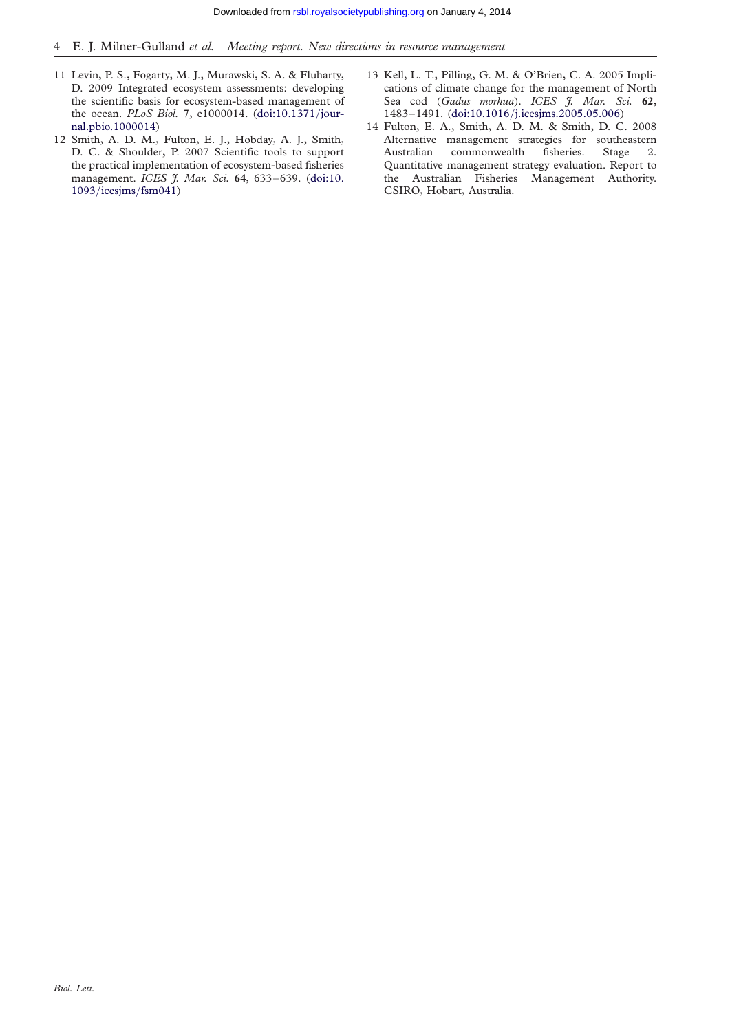11 Levin, P. S., Fogarty, M. J., Murawski, S. A. & Fluharty, D. 2009 Integrated ecosystem assessments: developing the scientific basis for ecosystem-based management of the ocean. *PLoS Biol.* **7**, e1000014. (doi:10.1371/journal.pbio.1000014)

12 Smith, A. D. M., Fulton, E. J., Hobday, A. J., Smith, D. C. & Shoulder, P. 2007 Scientific tools to support the practical implementation of ecosystem-based fisheries management. *ICES J. Mar. Sci.* **64**, 633–639. (doi:10.1093/icesjms/fsm041)

13 Kell, L. T., Pilling, G. M. & O'Brien, C. A. 2005 Implications of climate change for the management of North Sea cod (*Gadus morhua*). *ICES J. Mar. Sci.* **62**, 1483–1491. (doi:10.1016/j.icesjms.2005.05.006)

14 Fulton, E. A., Smith, A. D. M. & Smith, D. C. 2008 Alternative management strategies for southeastern Australian commonwealth fisheries. Stage 2. Quantitative management strategy evaluation. Report to the Australian Fisheries Management Authority. CSIRO, Hobart, Australia.